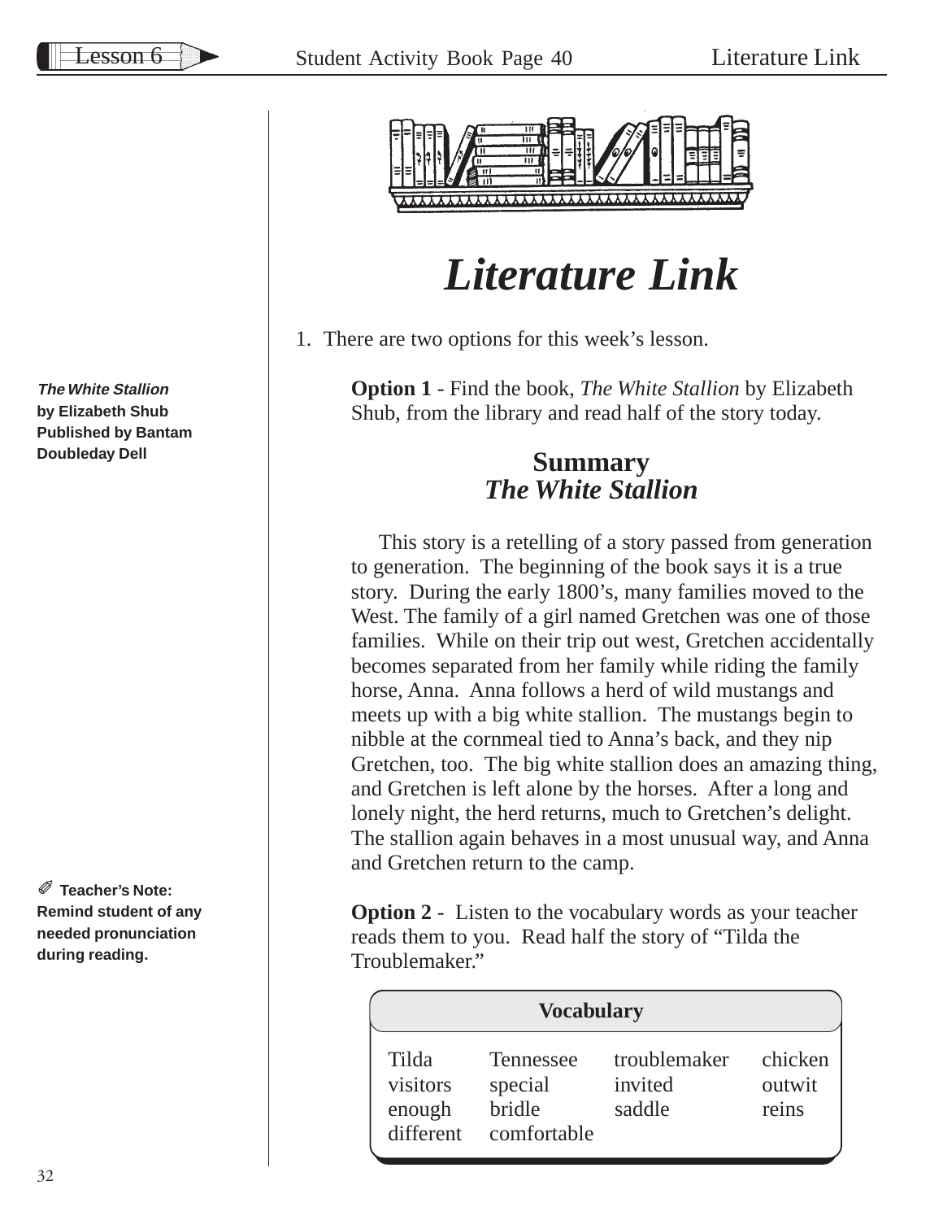# Literature Link

1. There are two options for this week's lesson.

**Option 1** - Find the book, *The White Stallion* by Elizabeth Shub, from the library and read half of the story today.

***The White Stallion***
**by Elizabeth Shub**
**Published by Bantam Doubleday Dell**

## Summary
### *The White Stallion*

This story is a retelling of a story passed from generation to generation. The beginning of the book says it is a true story. During the early 1800's, many families moved to the West. The family of a girl named Gretchen was one of those families. While on their trip out west, Gretchen accidentally becomes separated from her family while riding the family horse, Anna. Anna follows a herd of wild mustangs and meets up with a big white stallion. The mustangs begin to nibble at the cornmeal tied to Anna's back, and they nip Gretchen, too. The big white stallion does an amazing thing, and Gretchen is left alone by the horses. After a long and lonely night, the herd returns, much to Gretchen's delight. The stallion again behaves in a most unusual way, and Anna and Gretchen return to the camp.

✐ **Teacher's Note: Remind student of any needed pronunciation during reading.**

**Option 2** - Listen to the vocabulary words as your teacher reads them to you. Read half the story of "Tilda the Troublemaker."

| Vocabulary | | | |
|---|---|---|---|
| Tilda | Tennessee | troublemaker | chicken |
| visitors | special | invited | outwit |
| enough | bridle | saddle | reins |
| different | comfortable | | |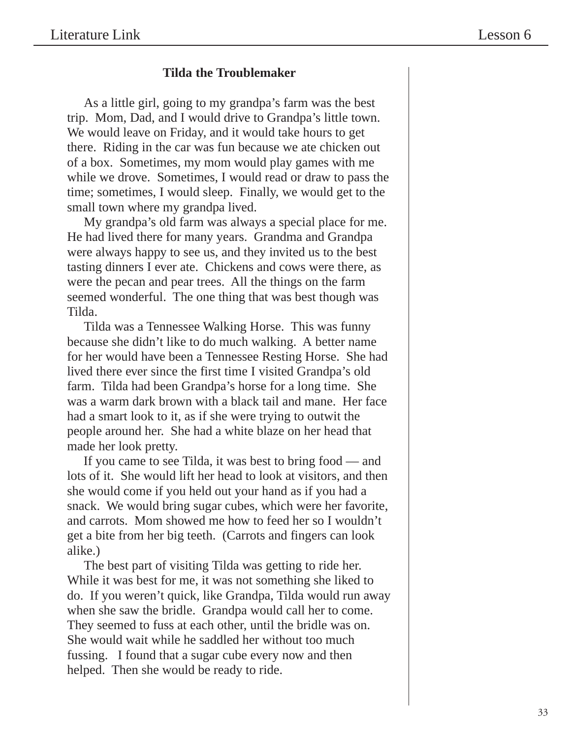**Tilda the Troublemaker**

As a little girl, going to my grandpa's farm was the best trip. Mom, Dad, and I would drive to Grandpa's little town. We would leave on Friday, and it would take hours to get there. Riding in the car was fun because we ate chicken out of a box. Sometimes, my mom would play games with me while we drove. Sometimes, I would read or draw to pass the time; sometimes, I would sleep. Finally, we would get to the small town where my grandpa lived.

My grandpa's old farm was always a special place for me. He had lived there for many years. Grandma and Grandpa were always happy to see us, and they invited us to the best tasting dinners I ever ate. Chickens and cows were there, as were the pecan and pear trees. All the things on the farm seemed wonderful. The one thing that was best though was Tilda.

Tilda was a Tennessee Walking Horse. This was funny because she didn't like to do much walking. A better name for her would have been a Tennessee Resting Horse. She had lived there ever since the first time I visited Grandpa's old farm. Tilda had been Grandpa's horse for a long time. She was a warm dark brown with a black tail and mane. Her face had a smart look to it, as if she were trying to outwit the people around her. She had a white blaze on her head that made her look pretty.

If you came to see Tilda, it was best to bring food — and lots of it. She would lift her head to look at visitors, and then she would come if you held out your hand as if you had a snack. We would bring sugar cubes, which were her favorite, and carrots. Mom showed me how to feed her so I wouldn't get a bite from her big teeth. (Carrots and fingers can look alike.)

The best part of visiting Tilda was getting to ride her. While it was best for me, it was not something she liked to do. If you weren't quick, like Grandpa, Tilda would run away when she saw the bridle. Grandpa would call her to come. They seemed to fuss at each other, until the bridle was on. She would wait while he saddled her without too much fussing. I found that a sugar cube every now and then helped. Then she would be ready to ride.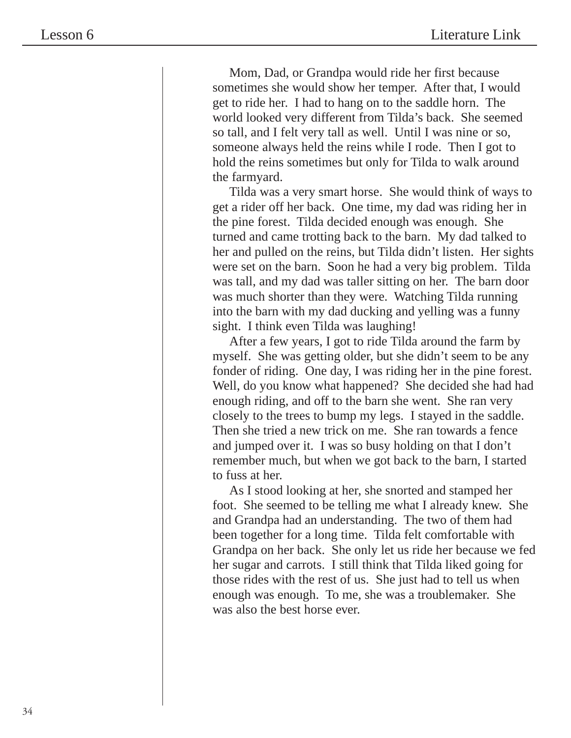Mom, Dad, or Grandpa would ride her first because sometimes she would show her temper. After that, I would get to ride her. I had to hang on to the saddle horn. The world looked very different from Tilda's back. She seemed so tall, and I felt very tall as well. Until I was nine or so, someone always held the reins while I rode. Then I got to hold the reins sometimes but only for Tilda to walk around the farmyard.

Tilda was a very smart horse. She would think of ways to get a rider off her back. One time, my dad was riding her in the pine forest. Tilda decided enough was enough. She turned and came trotting back to the barn. My dad talked to her and pulled on the reins, but Tilda didn't listen. Her sights were set on the barn. Soon he had a very big problem. Tilda was tall, and my dad was taller sitting on her. The barn door was much shorter than they were. Watching Tilda running into the barn with my dad ducking and yelling was a funny sight. I think even Tilda was laughing!

After a few years, I got to ride Tilda around the farm by myself. She was getting older, but she didn't seem to be any fonder of riding. One day, I was riding her in the pine forest. Well, do you know what happened? She decided she had had enough riding, and off to the barn she went. She ran very closely to the trees to bump my legs. I stayed in the saddle. Then she tried a new trick on me. She ran towards a fence and jumped over it. I was so busy holding on that I don't remember much, but when we got back to the barn, I started to fuss at her.

As I stood looking at her, she snorted and stamped her foot. She seemed to be telling me what I already knew. She and Grandpa had an understanding. The two of them had been together for a long time. Tilda felt comfortable with Grandpa on her back. She only let us ride her because we fed her sugar and carrots. I still think that Tilda liked going for those rides with the rest of us. She just had to tell us when enough was enough. To me, she was a troublemaker. She was also the best horse ever.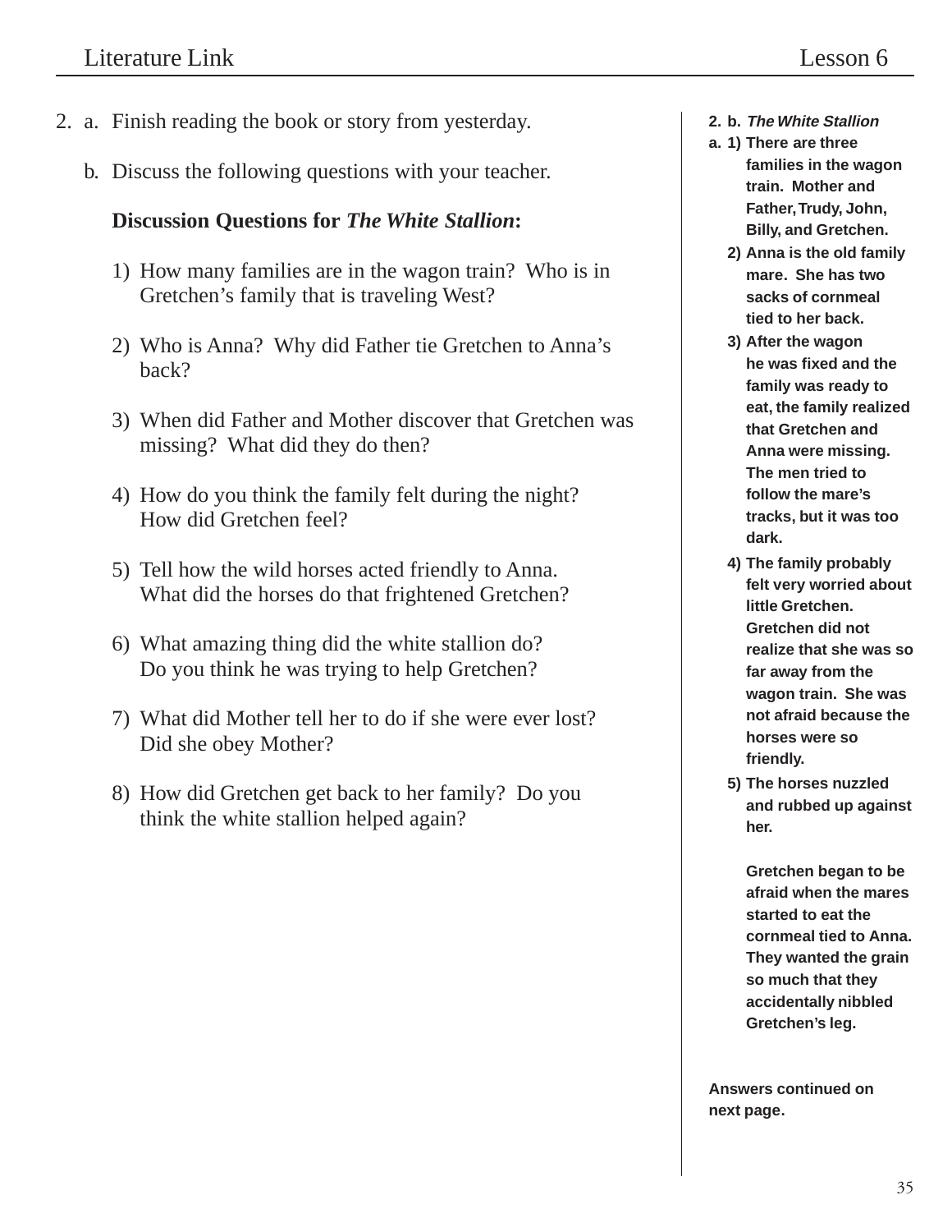2. a. Finish reading the book or story from yesterday.

   b. Discuss the following questions with your teacher.

   **Discussion Questions for *The White Stallion*:**

   1) How many families are in the wagon train? Who is in Gretchen's family that is traveling West?

   2) Who is Anna? Why did Father tie Gretchen to Anna's back?

   3) When did Father and Mother discover that Gretchen was missing? What did they do then?

   4) How do you think the family felt during the night? How did Gretchen feel?

   5) Tell how the wild horses acted friendly to Anna. What did the horses do that frightened Gretchen?

   6) What amazing thing did the white stallion do? Do you think he was trying to help Gretchen?

   7) What did Mother tell her to do if she were ever lost? Did she obey Mother?

   8) How did Gretchen get back to her family? Do you think the white stallion helped again?

**2. b. *The White Stallion***

**a. 1) There are three families in the wagon train. Mother and Father, Trudy, John, Billy, and Gretchen.**

**2) Anna is the old family mare. She has two sacks of cornmeal tied to her back.**

**3) After the wagon he was fixed and the family was ready to eat, the family realized that Gretchen and Anna were missing. The men tried to follow the mare's tracks, but it was too dark.**

**4) The family probably felt very worried about little Gretchen. Gretchen did not realize that she was so far away from the wagon train. She was not afraid because the horses were so friendly.**

**5) The horses nuzzled and rubbed up against her.**

**Gretchen began to be afraid when the mares started to eat the cornmeal tied to Anna. They wanted the grain so much that they accidentally nibbled Gretchen's leg.**

**Answers continued on next page.**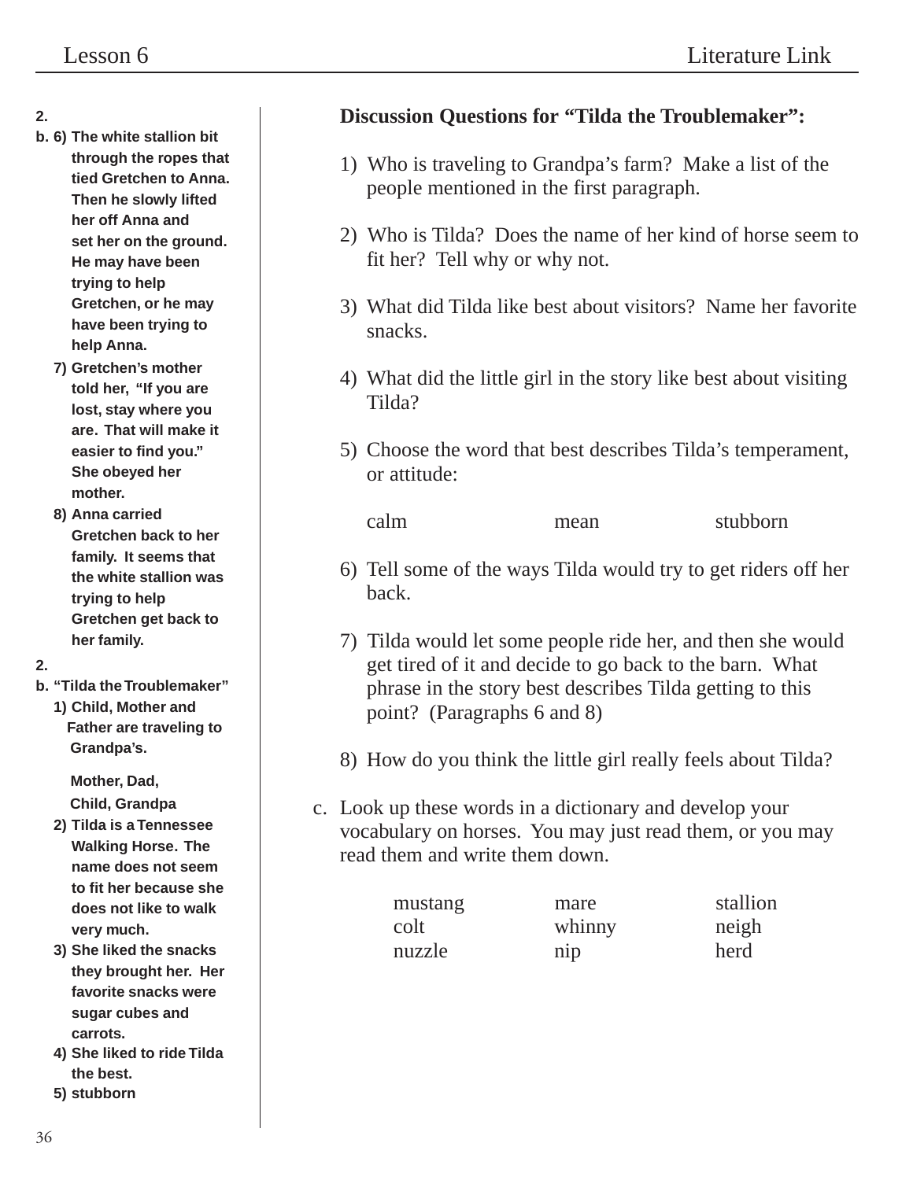2.
b. 6) The white stallion bit through the ropes that tied Gretchen to Anna. Then he slowly lifted her off Anna and set her on the ground. He may have been trying to help Gretchen, or he may have been trying to help Anna.
7) Gretchen's mother told her, "If you are lost, stay where you are. That will make it easier to find you." She obeyed her mother.
8) Anna carried Gretchen back to her family. It seems that the white stallion was trying to help Gretchen get back to her family.

2.
b. "Tilda the Troublemaker"
1) Child, Mother and Father are traveling to Grandpa's.

Mother, Dad, Child, Grandpa
2) Tilda is a Tennessee Walking Horse. The name does not seem to fit her because she does not like to walk very much.
3) She liked the snacks they brought her. Her favorite snacks were sugar cubes and carrots.
4) She liked to ride Tilda the best.
5) stubborn

**Discussion Questions for "Tilda the Troublemaker":**

1) Who is traveling to Grandpa's farm? Make a list of the people mentioned in the first paragraph.

2) Who is Tilda? Does the name of her kind of horse seem to fit her? Tell why or why not.

3) What did Tilda like best about visitors? Name her favorite snacks.

4) What did the little girl in the story like best about visiting Tilda?

5) Choose the word that best describes Tilda's temperament, or attitude:

calm mean stubborn

6) Tell some of the ways Tilda would try to get riders off her back.

7) Tilda would let some people ride her, and then she would get tired of it and decide to go back to the barn. What phrase in the story best describes Tilda getting to this point? (Paragraphs 6 and 8)

8) How do you think the little girl really feels about Tilda?

c. Look up these words in a dictionary and develop your vocabulary on horses. You may just read them, or you may read them and write them down.

| mustang | mare | stallion |
|---|---|---|
| colt | whinny | neigh |
| nuzzle | nip | herd |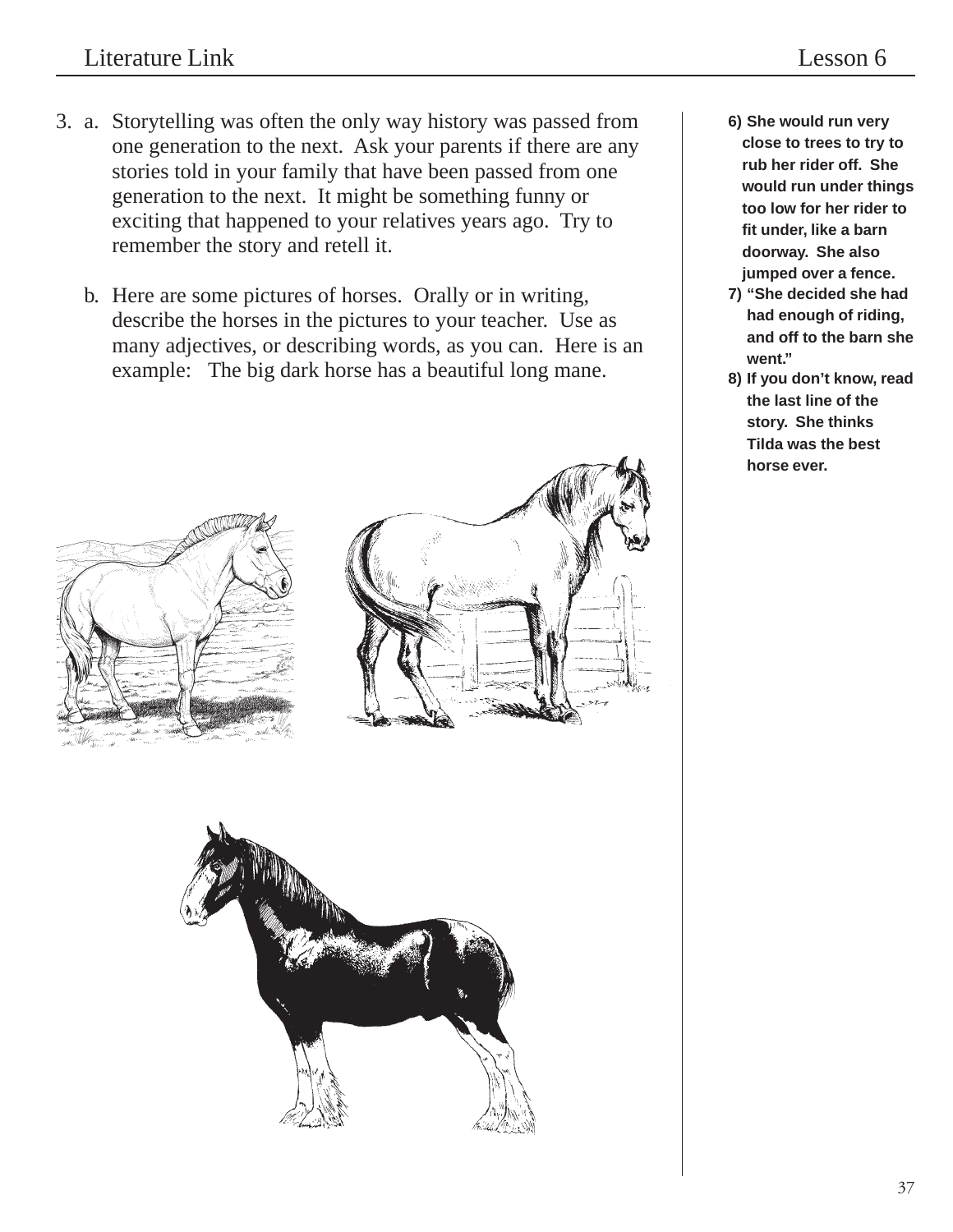3. a. Storytelling was often the only way history was passed from one generation to the next. Ask your parents if there are any stories told in your family that have been passed from one generation to the next. It might be something funny or exciting that happened to your relatives years ago. Try to remember the story and retell it.

   b. Here are some pictures of horses. Orally or in writing, describe the horses in the pictures to your teacher. Use as many adjectives, or describing words, as you can. Here is an example: The big dark horse has a beautiful long mane.

**6) She would run very close to trees to try to rub her rider off. She would run under things too low for her rider to fit under, like a barn doorway. She also jumped over a fence.**

**7) "She decided she had had enough of riding, and off to the barn she went."**

**8) If you don't know, read the last line of the story. She thinks Tilda was the best horse ever.**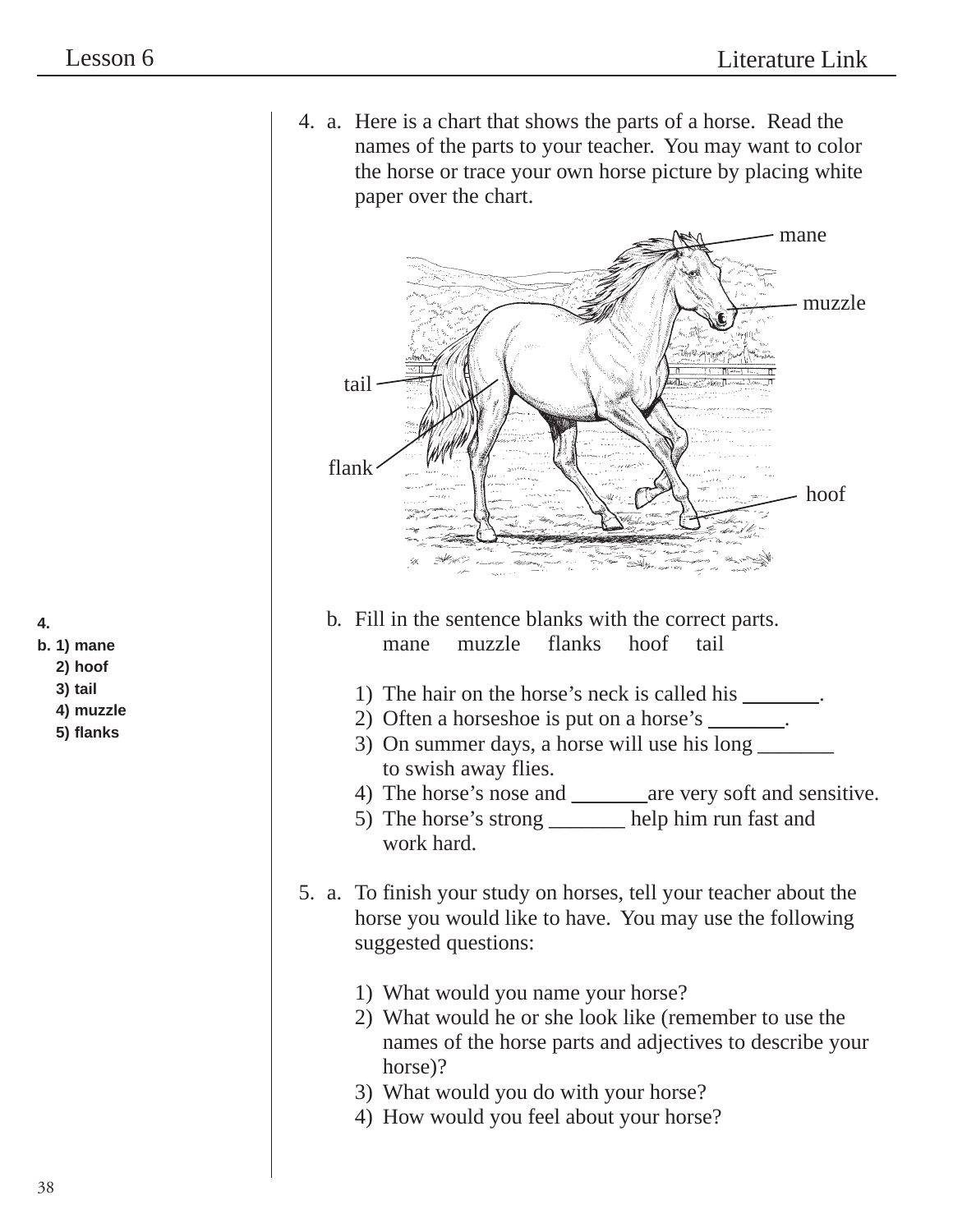4. a. Here is a chart that shows the parts of a horse. Read the names of the parts to your teacher. You may want to color the horse or trace your own horse picture by placing white paper over the chart.

mane

muzzle

tail

flank

hoof

b. Fill in the sentence blanks with the correct parts.

mane     muzzle     flanks     hoof     tail

1) The hair on the horse's neck is called his _______.
2) Often a horseshoe is put on a horse's _______.
3) On summer days, a horse will use his long _______ to swish away flies.
4) The horse's nose and _______ are very soft and sensitive.
5) The horse's strong _______ help him run fast and work hard.

**4.**
**b. 1) mane**
**2) hoof**
**3) tail**
**4) muzzle**
**5) flanks**

5. a. To finish your study on horses, tell your teacher about the horse you would like to have. You may use the following suggested questions:

1) What would you name your horse?
2) What would he or she look like (remember to use the names of the horse parts and adjectives to describe your horse)?
3) What would you do with your horse?
4) How would you feel about your horse?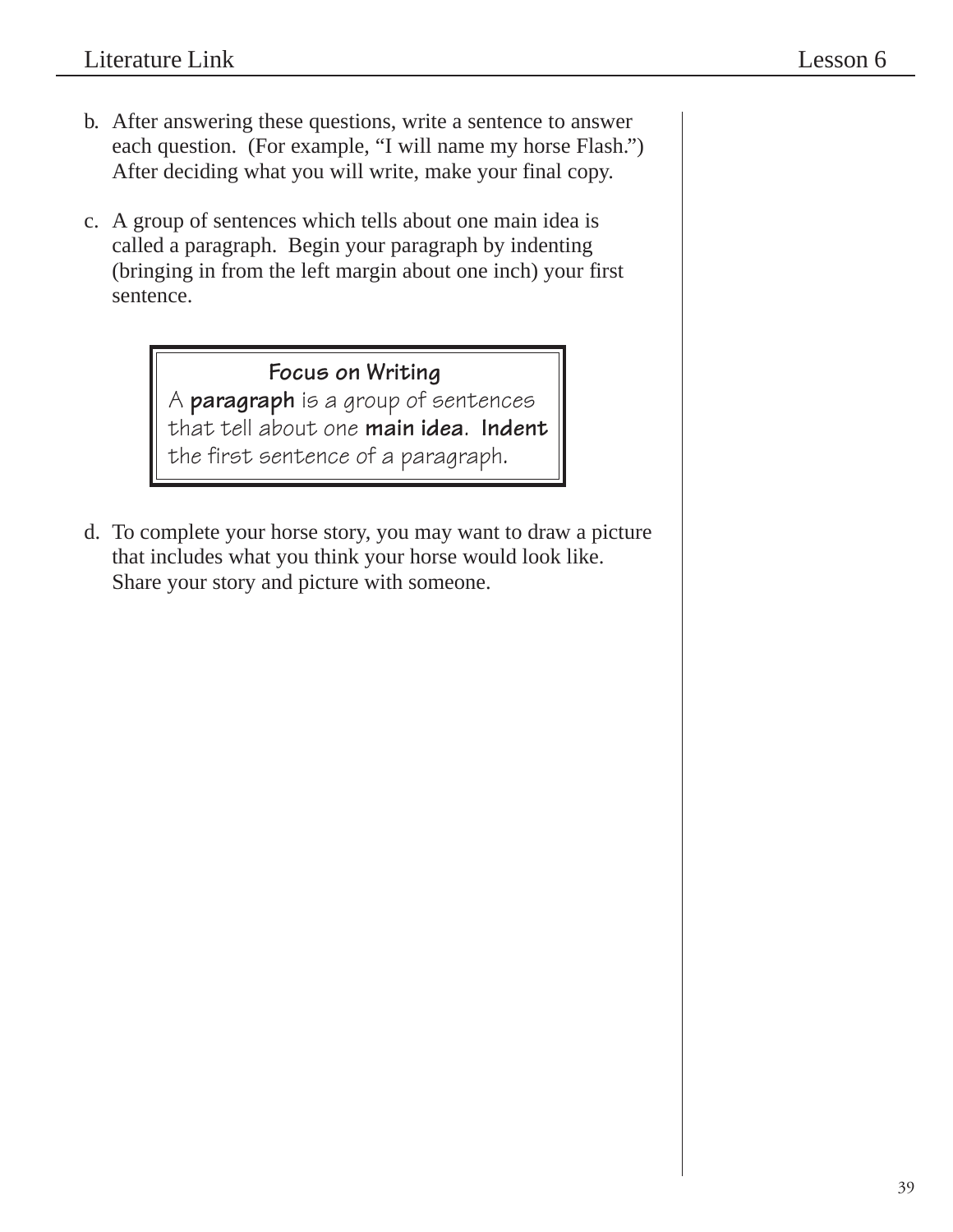b. After answering these questions, write a sentence to answer each question. (For example, "I will name my horse Flash.") After deciding what you will write, make your final copy.

c. A group of sentences which tells about one main idea is called a paragraph. Begin your paragraph by indenting (bringing in from the left margin about one inch) your first sentence.

> **Focus on Writing**
>
> A **paragraph** is a group of sentences that tell about one **main idea**. **Indent** the first sentence of a paragraph.

d. To complete your horse story, you may want to draw a picture that includes what you think your horse would look like. Share your story and picture with someone.